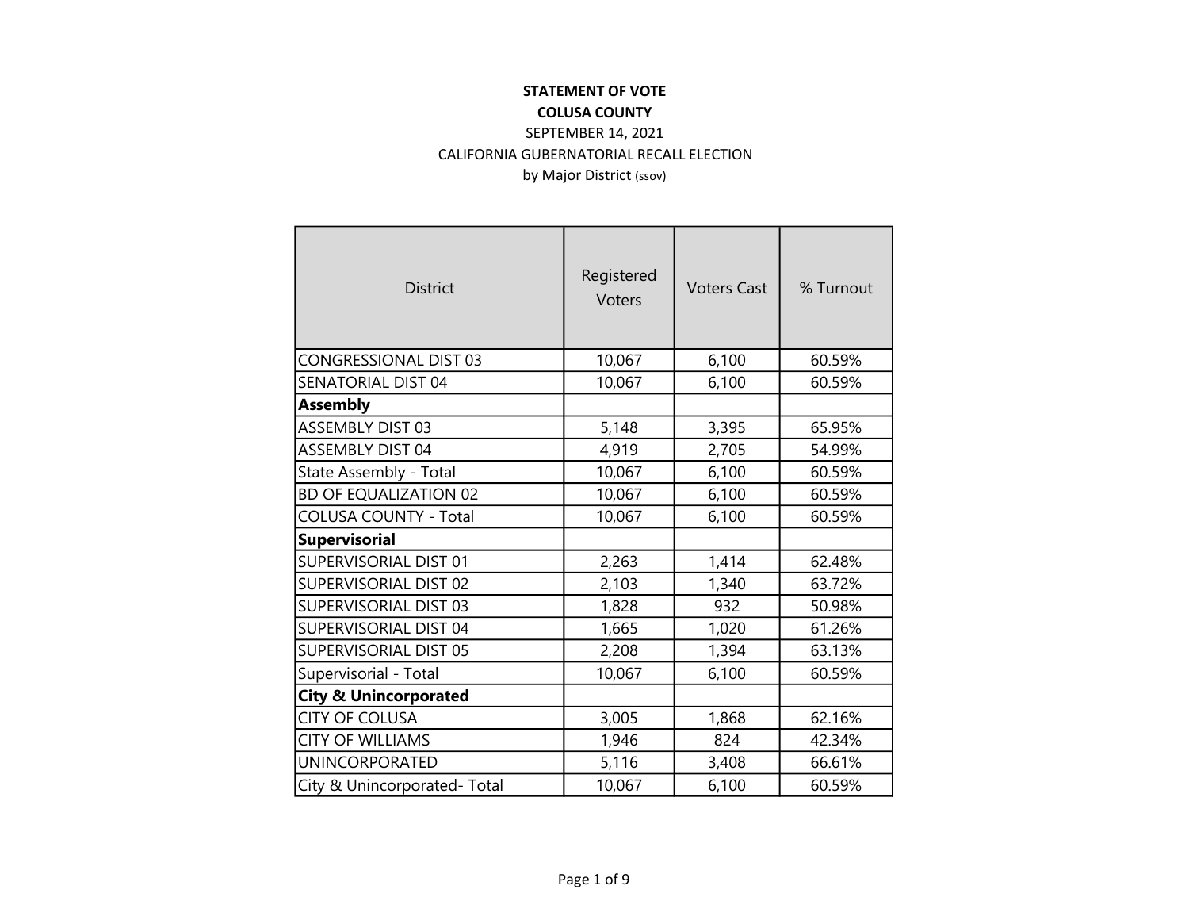**STATEMENT OF VOTE**

**COLUSA COUNTY**

SEPTEMBER 14, 2021

CALIFORNIA GUBERNATORIAL RECALL ELECTION

by Major District (ssov)

| District | Registered Voters | Voters Cast | % Turnout |
|---|---|---|---|
| CONGRESSIONAL DIST 03 | 10,067 | 6,100 | 60.59% |
| SENATORIAL DIST 04 | 10,067 | 6,100 | 60.59% |
| **Assembly** | | | |
| ASSEMBLY DIST 03 | 5,148 | 3,395 | 65.95% |
| ASSEMBLY DIST 04 | 4,919 | 2,705 | 54.99% |
| State Assembly - Total | 10,067 | 6,100 | 60.59% |
| BD OF EQUALIZATION 02 | 10,067 | 6,100 | 60.59% |
| COLUSA COUNTY - Total | 10,067 | 6,100 | 60.59% |
| **Supervisorial** | | | |
| SUPERVISORIAL DIST 01 | 2,263 | 1,414 | 62.48% |
| SUPERVISORIAL DIST 02 | 2,103 | 1,340 | 63.72% |
| SUPERVISORIAL DIST 03 | 1,828 | 932 | 50.98% |
| SUPERVISORIAL DIST 04 | 1,665 | 1,020 | 61.26% |
| SUPERVISORIAL DIST 05 | 2,208 | 1,394 | 63.13% |
| Supervisorial - Total | 10,067 | 6,100 | 60.59% |
| **City & Unincorporated** | | | |
| CITY OF COLUSA | 3,005 | 1,868 | 62.16% |
| CITY OF WILLIAMS | 1,946 | 824 | 42.34% |
| UNINCORPORATED | 5,116 | 3,408 | 66.61% |
| City & Unincorporated- Total | 10,067 | 6,100 | 60.59% |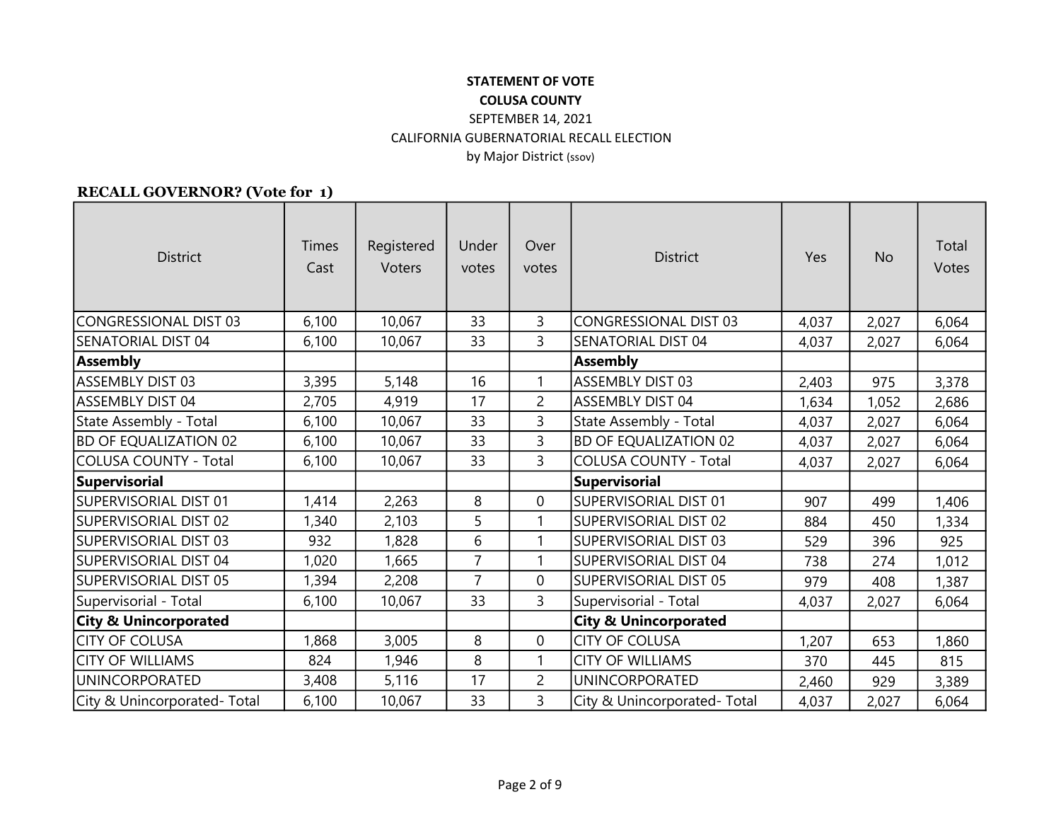**STATEMENT OF VOTE**

**COLUSA COUNTY**

SEPTEMBER 14, 2021

CALIFORNIA GUBERNATORIAL RECALL ELECTION

by Major District (ssov)

**RECALL GOVERNOR? (Vote for 1)**

| District | Times Cast | Registered Voters | Under votes | Over votes | District | Yes | No | Total Votes |
|---|---|---|---|---|---|---|---|---|
| CONGRESSIONAL DIST 03 | 6,100 | 10,067 | 33 | 3 | CONGRESSIONAL DIST 03 | 4,037 | 2,027 | 6,064 |
| SENATORIAL DIST 04 | 6,100 | 10,067 | 33 | 3 | SENATORIAL DIST 04 | 4,037 | 2,027 | 6,064 |
| **Assembly** | | | | | **Assembly** | | | |
| ASSEMBLY DIST 03 | 3,395 | 5,148 | 16 | 1 | ASSEMBLY DIST 03 | 2,403 | 975 | 3,378 |
| ASSEMBLY DIST 04 | 2,705 | 4,919 | 17 | 2 | ASSEMBLY DIST 04 | 1,634 | 1,052 | 2,686 |
| State Assembly - Total | 6,100 | 10,067 | 33 | 3 | State Assembly - Total | 4,037 | 2,027 | 6,064 |
| BD OF EQUALIZATION 02 | 6,100 | 10,067 | 33 | 3 | BD OF EQUALIZATION 02 | 4,037 | 2,027 | 6,064 |
| COLUSA COUNTY - Total | 6,100 | 10,067 | 33 | 3 | COLUSA COUNTY - Total | 4,037 | 2,027 | 6,064 |
| **Supervisorial** | | | | | **Supervisorial** | | | |
| SUPERVISORIAL DIST 01 | 1,414 | 2,263 | 8 | 0 | SUPERVISORIAL DIST 01 | 907 | 499 | 1,406 |
| SUPERVISORIAL DIST 02 | 1,340 | 2,103 | 5 | 1 | SUPERVISORIAL DIST 02 | 884 | 450 | 1,334 |
| SUPERVISORIAL DIST 03 | 932 | 1,828 | 6 | 1 | SUPERVISORIAL DIST 03 | 529 | 396 | 925 |
| SUPERVISORIAL DIST 04 | 1,020 | 1,665 | 7 | 1 | SUPERVISORIAL DIST 04 | 738 | 274 | 1,012 |
| SUPERVISORIAL DIST 05 | 1,394 | 2,208 | 7 | 0 | SUPERVISORIAL DIST 05 | 979 | 408 | 1,387 |
| Supervisorial - Total | 6,100 | 10,067 | 33 | 3 | Supervisorial - Total | 4,037 | 2,027 | 6,064 |
| **City & Unincorporated** | | | | | **City & Unincorporated** | | | |
| CITY OF COLUSA | 1,868 | 3,005 | 8 | 0 | CITY OF COLUSA | 1,207 | 653 | 1,860 |
| CITY OF WILLIAMS | 824 | 1,946 | 8 | 1 | CITY OF WILLIAMS | 370 | 445 | 815 |
| UNINCORPORATED | 3,408 | 5,116 | 17 | 2 | UNINCORPORATED | 2,460 | 929 | 3,389 |
| City & Unincorporated- Total | 6,100 | 10,067 | 33 | 3 | City & Unincorporated- Total | 4,037 | 2,027 | 6,064 |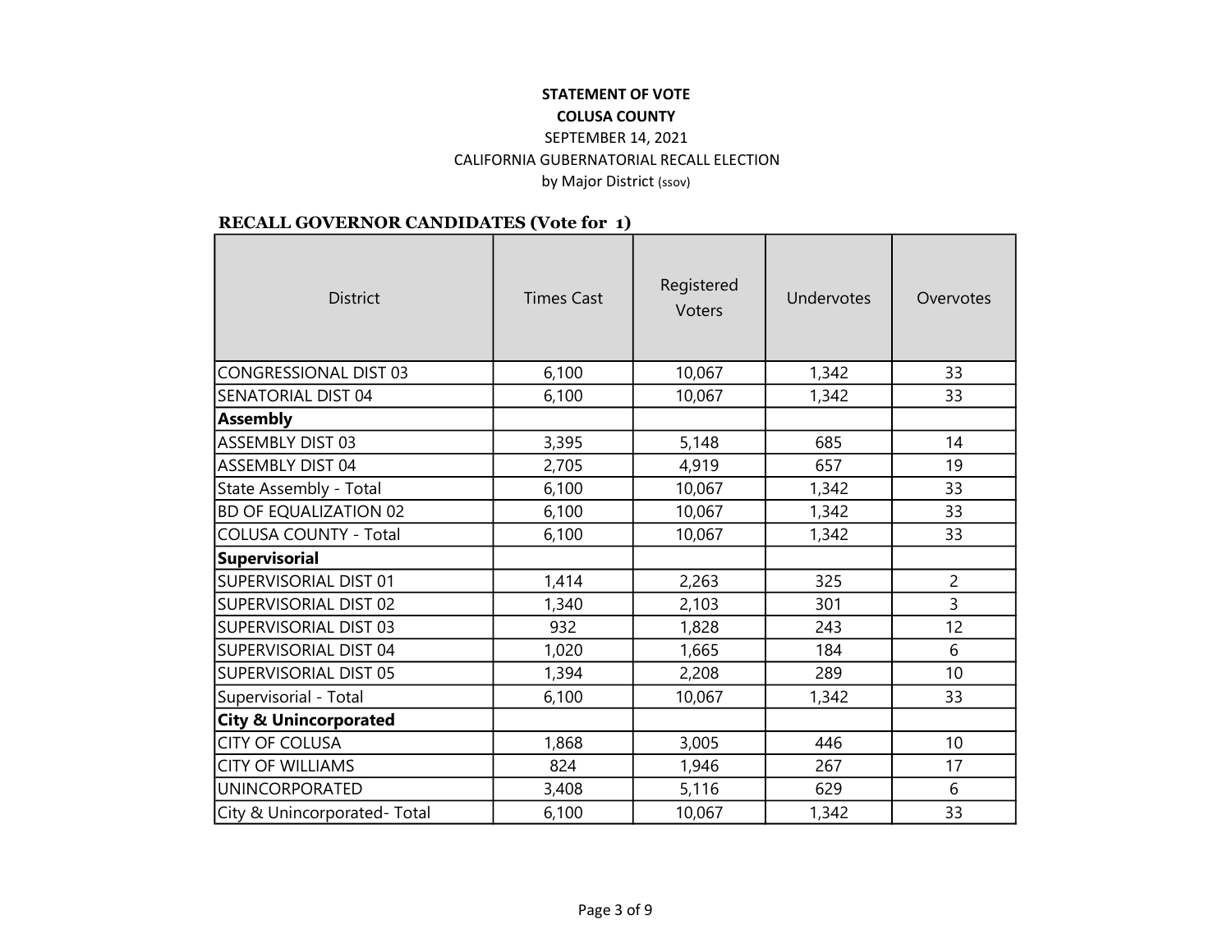**STATEMENT OF VOTE**

**COLUSA COUNTY**

SEPTEMBER 14, 2021

CALIFORNIA GUBERNATORIAL RECALL ELECTION

by Major District (ssov)

**RECALL GOVERNOR CANDIDATES (Vote for 1)**

| District | Times Cast | Registered Voters | Undervotes | Overvotes |
|---|---|---|---|---|
| CONGRESSIONAL DIST 03 | 6,100 | 10,067 | 1,342 | 33 |
| SENATORIAL DIST 04 | 6,100 | 10,067 | 1,342 | 33 |
| **Assembly** | | | | |
| ASSEMBLY DIST 03 | 3,395 | 5,148 | 685 | 14 |
| ASSEMBLY DIST 04 | 2,705 | 4,919 | 657 | 19 |
| State Assembly - Total | 6,100 | 10,067 | 1,342 | 33 |
| BD OF EQUALIZATION 02 | 6,100 | 10,067 | 1,342 | 33 |
| COLUSA COUNTY - Total | 6,100 | 10,067 | 1,342 | 33 |
| **Supervisorial** | | | | |
| SUPERVISORIAL DIST 01 | 1,414 | 2,263 | 325 | 2 |
| SUPERVISORIAL DIST 02 | 1,340 | 2,103 | 301 | 3 |
| SUPERVISORIAL DIST 03 | 932 | 1,828 | 243 | 12 |
| SUPERVISORIAL DIST 04 | 1,020 | 1,665 | 184 | 6 |
| SUPERVISORIAL DIST 05 | 1,394 | 2,208 | 289 | 10 |
| Supervisorial - Total | 6,100 | 10,067 | 1,342 | 33 |
| **City & Unincorporated** | | | | |
| CITY OF COLUSA | 1,868 | 3,005 | 446 | 10 |
| CITY OF WILLIAMS | 824 | 1,946 | 267 | 17 |
| UNINCORPORATED | 3,408 | 5,116 | 629 | 6 |
| City & Unincorporated- Total | 6,100 | 10,067 | 1,342 | 33 |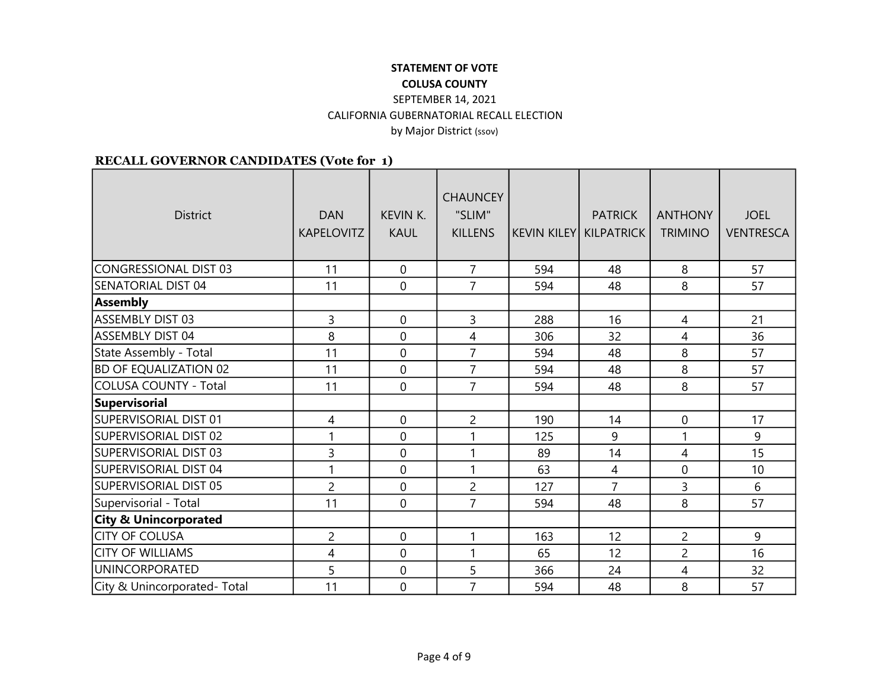**STATEMENT OF VOTE**

**COLUSA COUNTY**

SEPTEMBER 14, 2021

CALIFORNIA GUBERNATORIAL RECALL ELECTION

by Major District (ssov)

**RECALL GOVERNOR CANDIDATES (Vote for 1)**

| District | DAN KAPELOVITZ | KEVIN K. KAUL | CHAUNCEY "SLIM" KILLENS | KEVIN KILEY | PATRICK KILPATRICK | ANTHONY TRIMINO | JOEL VENTRESCA |
|---|---|---|---|---|---|---|---|
| CONGRESSIONAL DIST 03 | 11 | 0 | 7 | 594 | 48 | 8 | 57 |
| SENATORIAL DIST 04 | 11 | 0 | 7 | 594 | 48 | 8 | 57 |
| **Assembly** | | | | | | | |
| ASSEMBLY DIST 03 | 3 | 0 | 3 | 288 | 16 | 4 | 21 |
| ASSEMBLY DIST 04 | 8 | 0 | 4 | 306 | 32 | 4 | 36 |
| State Assembly - Total | 11 | 0 | 7 | 594 | 48 | 8 | 57 |
| BD OF EQUALIZATION 02 | 11 | 0 | 7 | 594 | 48 | 8 | 57 |
| COLUSA COUNTY - Total | 11 | 0 | 7 | 594 | 48 | 8 | 57 |
| **Supervisorial** | | | | | | | |
| SUPERVISORIAL DIST 01 | 4 | 0 | 2 | 190 | 14 | 0 | 17 |
| SUPERVISORIAL DIST 02 | 1 | 0 | 1 | 125 | 9 | 1 | 9 |
| SUPERVISORIAL DIST 03 | 3 | 0 | 1 | 89 | 14 | 4 | 15 |
| SUPERVISORIAL DIST 04 | 1 | 0 | 1 | 63 | 4 | 0 | 10 |
| SUPERVISORIAL DIST 05 | 2 | 0 | 2 | 127 | 7 | 3 | 6 |
| Supervisorial - Total | 11 | 0 | 7 | 594 | 48 | 8 | 57 |
| **City & Unincorporated** | | | | | | | |
| CITY OF COLUSA | 2 | 0 | 1 | 163 | 12 | 2 | 9 |
| CITY OF WILLIAMS | 4 | 0 | 1 | 65 | 12 | 2 | 16 |
| UNINCORPORATED | 5 | 0 | 5 | 366 | 24 | 4 | 32 |
| City & Unincorporated- Total | 11 | 0 | 7 | 594 | 48 | 8 | 57 |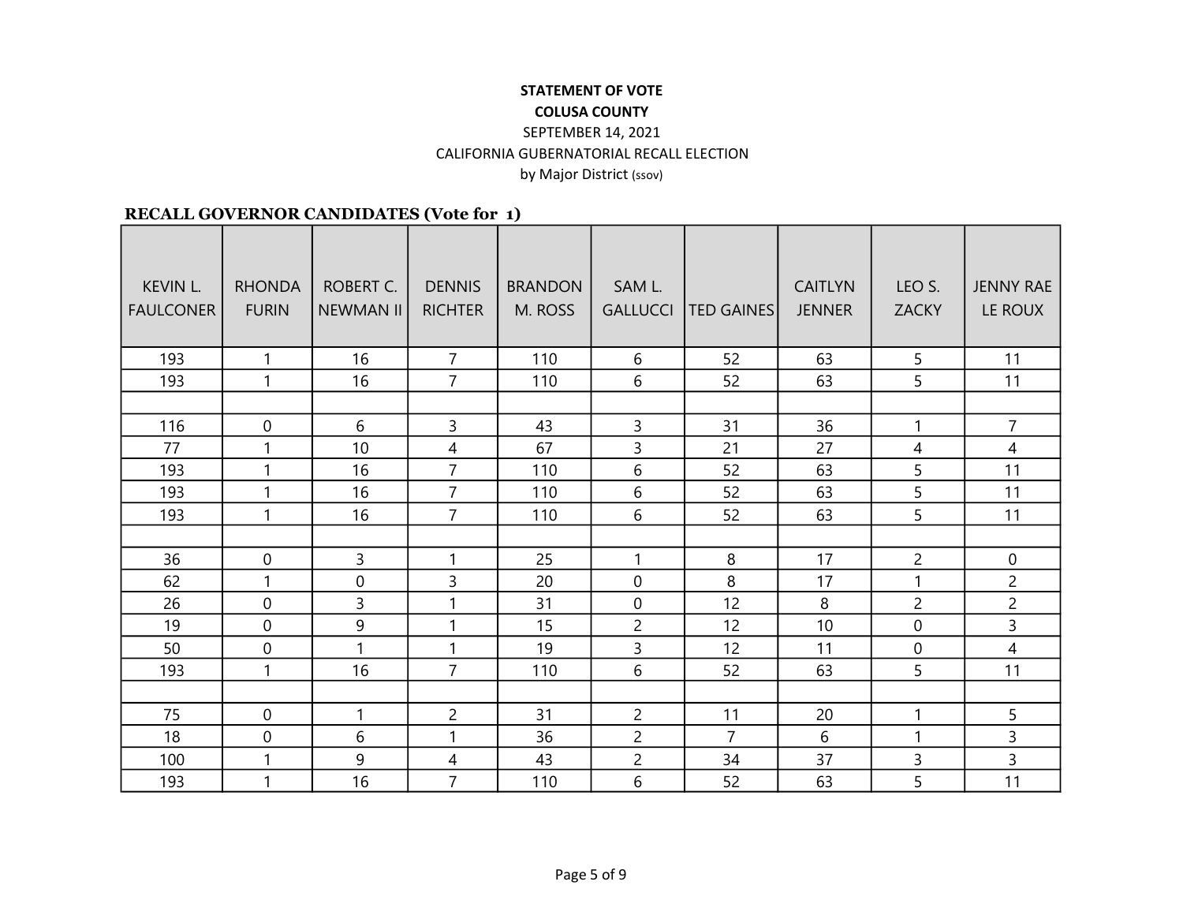**STATEMENT OF VOTE**
**COLUSA COUNTY**
SEPTEMBER 14, 2021
CALIFORNIA GUBERNATORIAL RECALL ELECTION
by Major District (ssov)

**RECALL GOVERNOR CANDIDATES (Vote for 1)**

| KEVIN L. FAULCONER | RHONDA FURIN | ROBERT C. NEWMAN II | DENNIS RICHTER | BRANDON M. ROSS | SAM L. GALLUCCI | TED GAINES | CAITLYN JENNER | LEO S. ZACKY | JENNY RAE LE ROUX |
|---|---|---|---|---|---|---|---|---|---|
| 193 | 1 | 16 | 7 | 110 | 6 | 52 | 63 | 5 | 11 |
| 193 | 1 | 16 | 7 | 110 | 6 | 52 | 63 | 5 | 11 |
| | | | | | | | | | |
| 116 | 0 | 6 | 3 | 43 | 3 | 31 | 36 | 1 | 7 |
| 77 | 1 | 10 | 4 | 67 | 3 | 21 | 27 | 4 | 4 |
| 193 | 1 | 16 | 7 | 110 | 6 | 52 | 63 | 5 | 11 |
| 193 | 1 | 16 | 7 | 110 | 6 | 52 | 63 | 5 | 11 |
| 193 | 1 | 16 | 7 | 110 | 6 | 52 | 63 | 5 | 11 |
| | | | | | | | | | |
| 36 | 0 | 3 | 1 | 25 | 1 | 8 | 17 | 2 | 0 |
| 62 | 1 | 0 | 3 | 20 | 0 | 8 | 17 | 1 | 2 |
| 26 | 0 | 3 | 1 | 31 | 0 | 12 | 8 | 2 | 2 |
| 19 | 0 | 9 | 1 | 15 | 2 | 12 | 10 | 0 | 3 |
| 50 | 0 | 1 | 1 | 19 | 3 | 12 | 11 | 0 | 4 |
| 193 | 1 | 16 | 7 | 110 | 6 | 52 | 63 | 5 | 11 |
| | | | | | | | | | |
| 75 | 0 | 1 | 2 | 31 | 2 | 11 | 20 | 1 | 5 |
| 18 | 0 | 6 | 1 | 36 | 2 | 7 | 6 | 1 | 3 |
| 100 | 1 | 9 | 4 | 43 | 2 | 34 | 37 | 3 | 3 |
| 193 | 1 | 16 | 7 | 110 | 6 | 52 | 63 | 5 | 11 |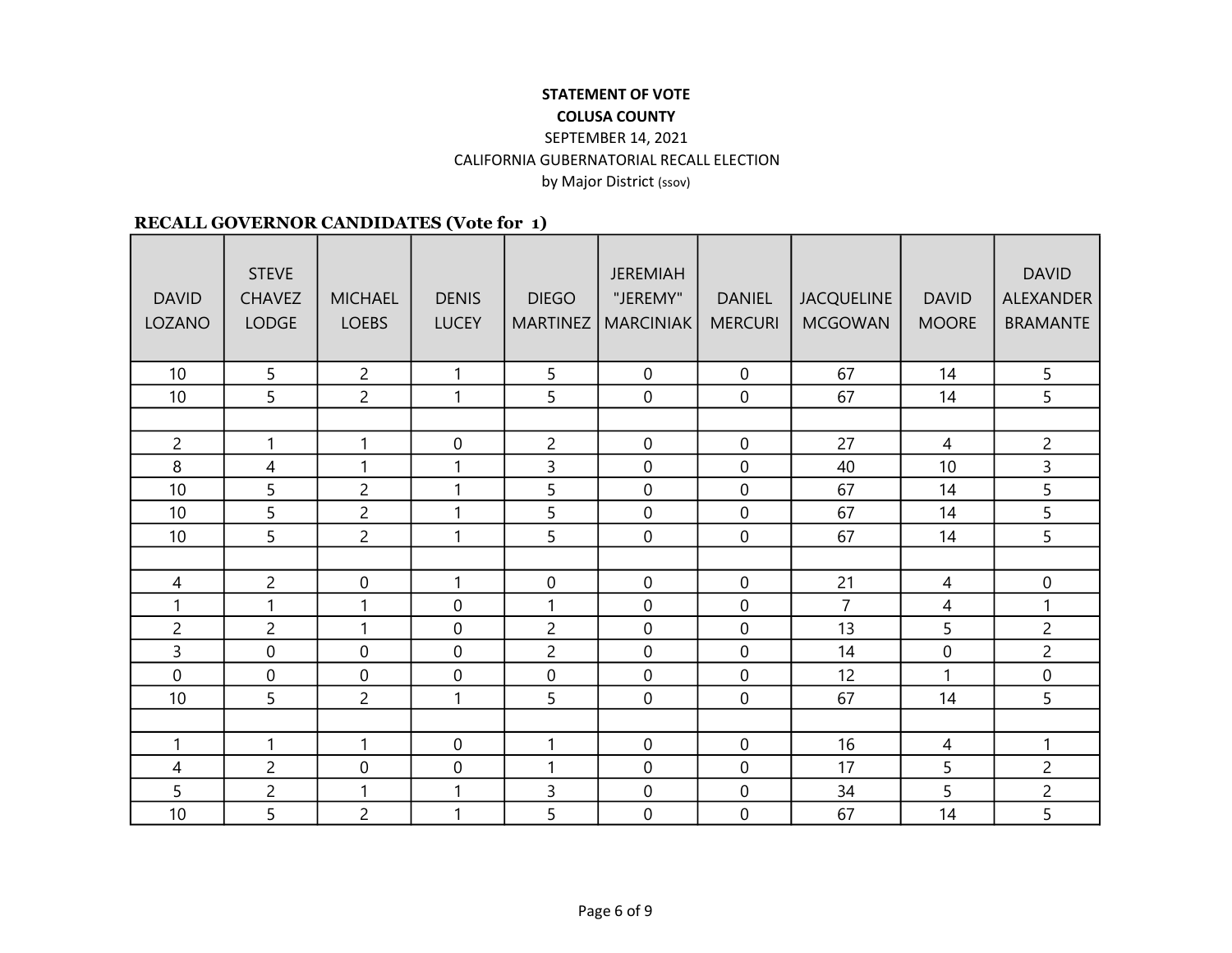**STATEMENT OF VOTE**
**COLUSA COUNTY**
SEPTEMBER 14, 2021
CALIFORNIA GUBERNATORIAL RECALL ELECTION
by Major District (ssov)

**RECALL GOVERNOR CANDIDATES (Vote for 1)**

| DAVID LOZANO | STEVE CHAVEZ LODGE | MICHAEL LOEBS | DENIS LUCEY | DIEGO MARTINEZ | JEREMIAH "JEREMY" MARCINIAK | DANIEL MERCURI | JACQUELINE MCGOWAN | DAVID MOORE | DAVID ALEXANDER BRAMANTE |
|---|---|---|---|---|---|---|---|---|---|
| 10 | 5 | 2 | 1 | 5 | 0 | 0 | 67 | 14 | 5 |
| 10 | 5 | 2 | 1 | 5 | 0 | 0 | 67 | 14 | 5 |
| | | | | | | | | | |
| 2 | 1 | 1 | 0 | 2 | 0 | 0 | 27 | 4 | 2 |
| 8 | 4 | 1 | 1 | 3 | 0 | 0 | 40 | 10 | 3 |
| 10 | 5 | 2 | 1 | 5 | 0 | 0 | 67 | 14 | 5 |
| 10 | 5 | 2 | 1 | 5 | 0 | 0 | 67 | 14 | 5 |
| 10 | 5 | 2 | 1 | 5 | 0 | 0 | 67 | 14 | 5 |
| | | | | | | | | | |
| 4 | 2 | 0 | 1 | 0 | 0 | 0 | 21 | 4 | 0 |
| 1 | 1 | 1 | 0 | 1 | 0 | 0 | 7 | 4 | 1 |
| 2 | 2 | 1 | 0 | 2 | 0 | 0 | 13 | 5 | 2 |
| 3 | 0 | 0 | 0 | 2 | 0 | 0 | 14 | 0 | 2 |
| 0 | 0 | 0 | 0 | 0 | 0 | 0 | 12 | 1 | 0 |
| 10 | 5 | 2 | 1 | 5 | 0 | 0 | 67 | 14 | 5 |
| | | | | | | | | | |
| 1 | 1 | 1 | 0 | 1 | 0 | 0 | 16 | 4 | 1 |
| 4 | 2 | 0 | 0 | 1 | 0 | 0 | 17 | 5 | 2 |
| 5 | 2 | 1 | 1 | 3 | 0 | 0 | 34 | 5 | 2 |
| 10 | 5 | 2 | 1 | 5 | 0 | 0 | 67 | 14 | 5 |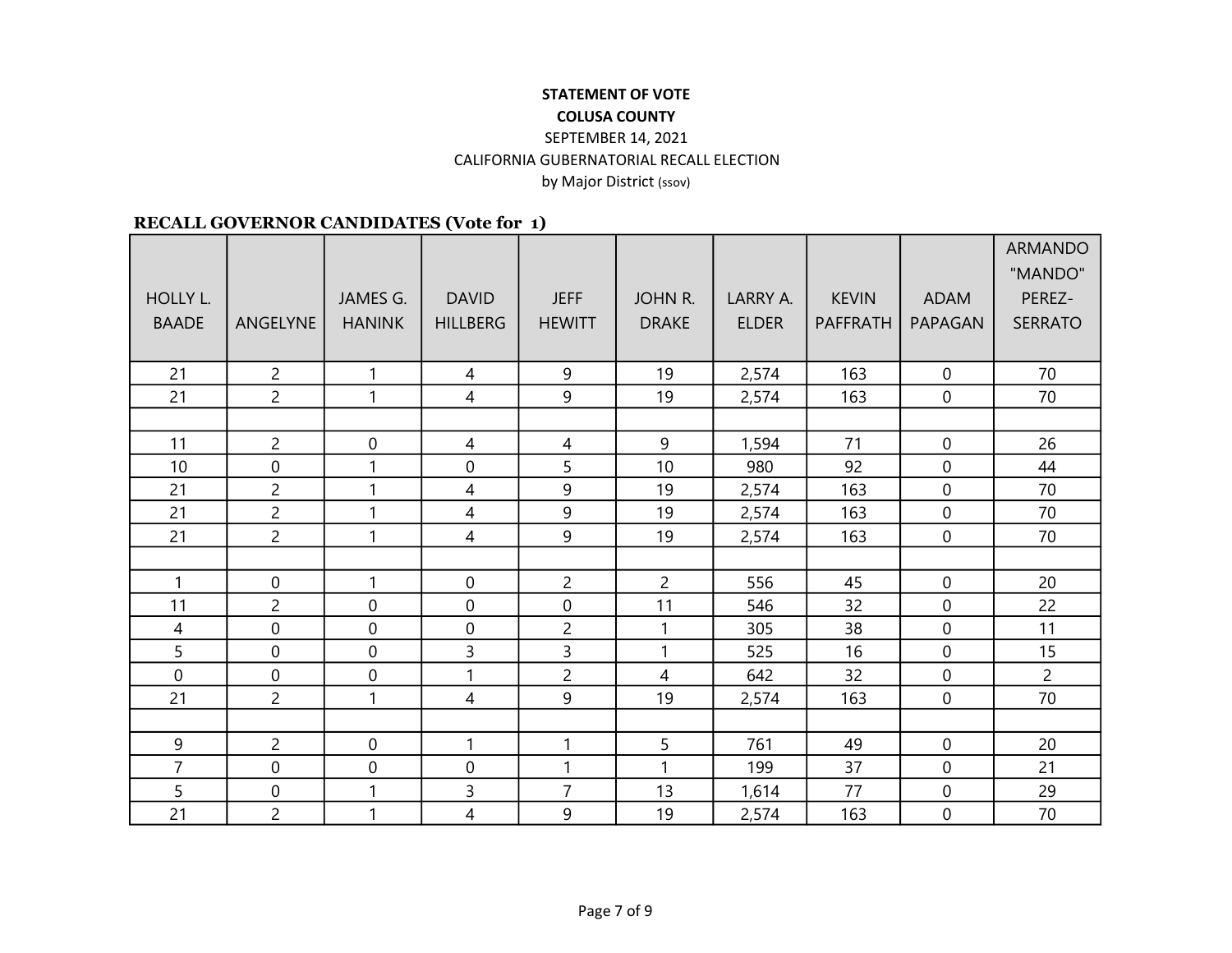**STATEMENT OF VOTE**

**COLUSA COUNTY**

SEPTEMBER 14, 2021

CALIFORNIA GUBERNATORIAL RECALL ELECTION

by Major District (ssov)

**RECALL GOVERNOR CANDIDATES (Vote for 1)**

| HOLLY L. BAADE | ANGELYNE | JAMES G. HANINK | DAVID HILLBERG | JEFF HEWITT | JOHN R. DRAKE | LARRY A. ELDER | KEVIN PAFFRATH | ADAM PAPAGAN | ARMANDO "MANDO" PEREZ-SERRATO |
|---|---|---|---|---|---|---|---|---|---|
| 21 | 2 | 1 | 4 | 9 | 19 | 2,574 | 163 | 0 | 70 |
| 21 | 2 | 1 | 4 | 9 | 19 | 2,574 | 163 | 0 | 70 |
| | | | | | | | | | |
| 11 | 2 | 0 | 4 | 4 | 9 | 1,594 | 71 | 0 | 26 |
| 10 | 0 | 1 | 0 | 5 | 10 | 980 | 92 | 0 | 44 |
| 21 | 2 | 1 | 4 | 9 | 19 | 2,574 | 163 | 0 | 70 |
| 21 | 2 | 1 | 4 | 9 | 19 | 2,574 | 163 | 0 | 70 |
| 21 | 2 | 1 | 4 | 9 | 19 | 2,574 | 163 | 0 | 70 |
| | | | | | | | | | |
| 1 | 0 | 1 | 0 | 2 | 2 | 556 | 45 | 0 | 20 |
| 11 | 2 | 0 | 0 | 0 | 11 | 546 | 32 | 0 | 22 |
| 4 | 0 | 0 | 0 | 2 | 1 | 305 | 38 | 0 | 11 |
| 5 | 0 | 0 | 3 | 3 | 1 | 525 | 16 | 0 | 15 |
| 0 | 0 | 0 | 1 | 2 | 4 | 642 | 32 | 0 | 2 |
| 21 | 2 | 1 | 4 | 9 | 19 | 2,574 | 163 | 0 | 70 |
| | | | | | | | | | |
| 9 | 2 | 0 | 1 | 1 | 5 | 761 | 49 | 0 | 20 |
| 7 | 0 | 0 | 0 | 1 | 1 | 199 | 37 | 0 | 21 |
| 5 | 0 | 1 | 3 | 7 | 13 | 1,614 | 77 | 0 | 29 |
| 21 | 2 | 1 | 4 | 9 | 19 | 2,574 | 163 | 0 | 70 |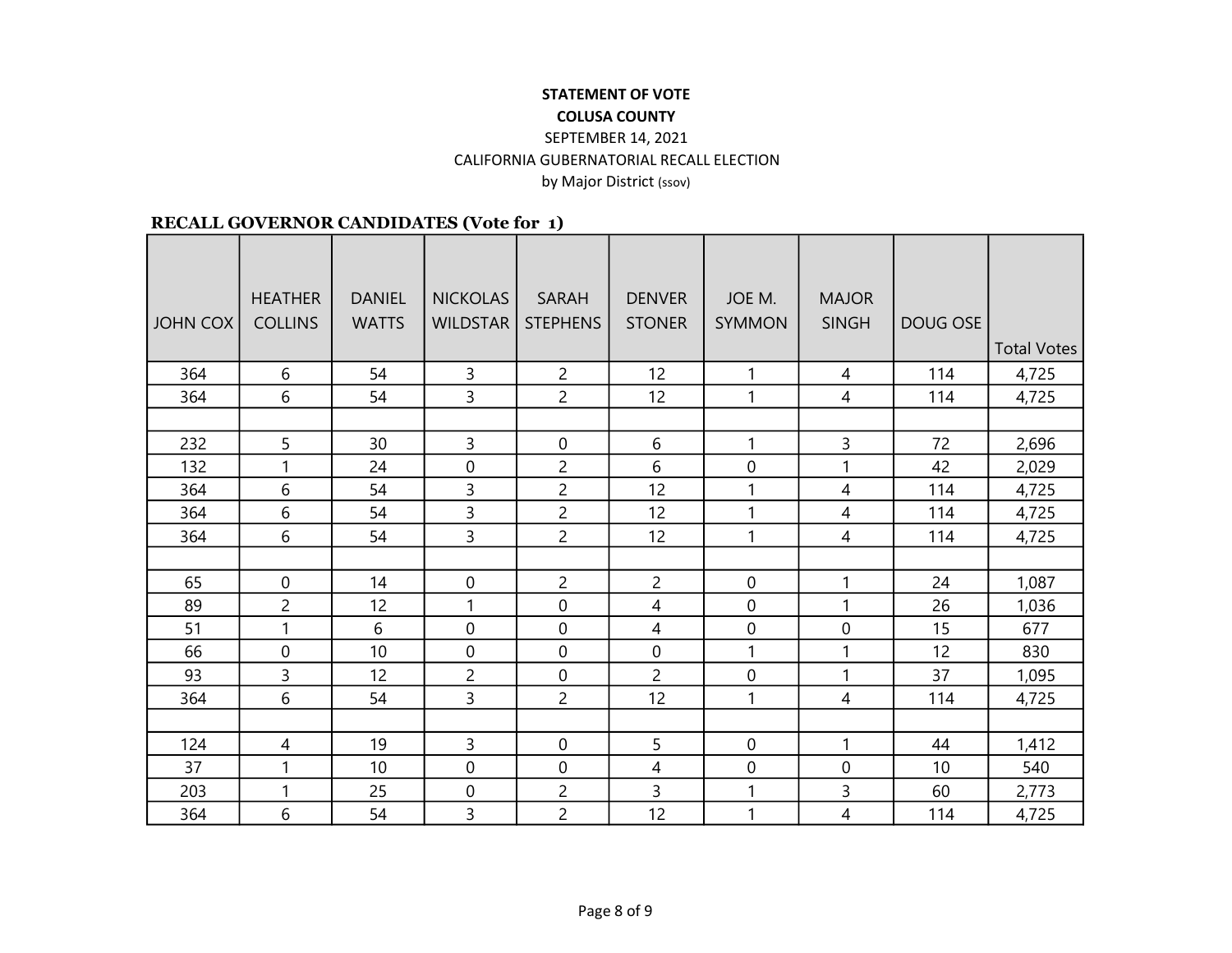**STATEMENT OF VOTE**
**COLUSA COUNTY**
SEPTEMBER 14, 2021
CALIFORNIA GUBERNATORIAL RECALL ELECTION
by Major District (ssov)

**RECALL GOVERNOR CANDIDATES (Vote for 1)**

| JOHN COX | HEATHER COLLINS | DANIEL WATTS | NICKOLAS WILDSTAR | SARAH STEPHENS | DENVER STONER | JOE M. SYMMON | MAJOR SINGH | DOUG OSE | Total Votes |
|---|---|---|---|---|---|---|---|---|---|
| 364 | 6 | 54 | 3 | 2 | 12 | 1 | 4 | 114 | 4,725 |
| 364 | 6 | 54 | 3 | 2 | 12 | 1 | 4 | 114 | 4,725 |
| | | | | | | | | | |
| 232 | 5 | 30 | 3 | 0 | 6 | 1 | 3 | 72 | 2,696 |
| 132 | 1 | 24 | 0 | 2 | 6 | 0 | 1 | 42 | 2,029 |
| 364 | 6 | 54 | 3 | 2 | 12 | 1 | 4 | 114 | 4,725 |
| 364 | 6 | 54 | 3 | 2 | 12 | 1 | 4 | 114 | 4,725 |
| 364 | 6 | 54 | 3 | 2 | 12 | 1 | 4 | 114 | 4,725 |
| | | | | | | | | | |
| 65 | 0 | 14 | 0 | 2 | 2 | 0 | 1 | 24 | 1,087 |
| 89 | 2 | 12 | 1 | 0 | 4 | 0 | 1 | 26 | 1,036 |
| 51 | 1 | 6 | 0 | 0 | 4 | 0 | 0 | 15 | 677 |
| 66 | 0 | 10 | 0 | 0 | 0 | 1 | 1 | 12 | 830 |
| 93 | 3 | 12 | 2 | 0 | 2 | 0 | 1 | 37 | 1,095 |
| 364 | 6 | 54 | 3 | 2 | 12 | 1 | 4 | 114 | 4,725 |
| | | | | | | | | | |
| 124 | 4 | 19 | 3 | 0 | 5 | 0 | 1 | 44 | 1,412 |
| 37 | 1 | 10 | 0 | 0 | 4 | 0 | 0 | 10 | 540 |
| 203 | 1 | 25 | 0 | 2 | 3 | 1 | 3 | 60 | 2,773 |
| 364 | 6 | 54 | 3 | 2 | 12 | 1 | 4 | 114 | 4,725 |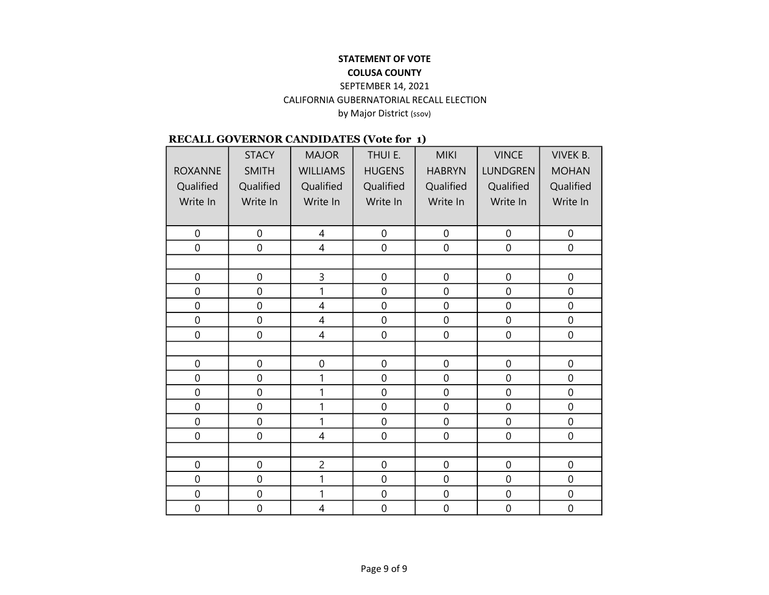**STATEMENT OF VOTE**

**COLUSA COUNTY**

SEPTEMBER 14, 2021

CALIFORNIA GUBERNATORIAL RECALL ELECTION

by Major District (ssov)

**RECALL GOVERNOR CANDIDATES (Vote for 1)**

| ROXANNE Qualified Write In | STACY SMITH Qualified Write In | MAJOR WILLIAMS Qualified Write In | THUI E. HUGENS Qualified Write In | MIKI HABRYN Qualified Write In | VINCE LUNDGREN Qualified Write In | VIVEK B. MOHAN Qualified Write In |
|---|---|---|---|---|---|---|
| 0 | 0 | 4 | 0 | 0 | 0 | 0 |
| 0 | 0 | 4 | 0 | 0 | 0 | 0 |
| | | | | | | |
| 0 | 0 | 3 | 0 | 0 | 0 | 0 |
| 0 | 0 | 1 | 0 | 0 | 0 | 0 |
| 0 | 0 | 4 | 0 | 0 | 0 | 0 |
| 0 | 0 | 4 | 0 | 0 | 0 | 0 |
| 0 | 0 | 4 | 0 | 0 | 0 | 0 |
| | | | | | | |
| 0 | 0 | 0 | 0 | 0 | 0 | 0 |
| 0 | 0 | 1 | 0 | 0 | 0 | 0 |
| 0 | 0 | 1 | 0 | 0 | 0 | 0 |
| 0 | 0 | 1 | 0 | 0 | 0 | 0 |
| 0 | 0 | 1 | 0 | 0 | 0 | 0 |
| 0 | 0 | 4 | 0 | 0 | 0 | 0 |
| | | | | | | |
| 0 | 0 | 2 | 0 | 0 | 0 | 0 |
| 0 | 0 | 1 | 0 | 0 | 0 | 0 |
| 0 | 0 | 1 | 0 | 0 | 0 | 0 |
| 0 | 0 | 4 | 0 | 0 | 0 | 0 |